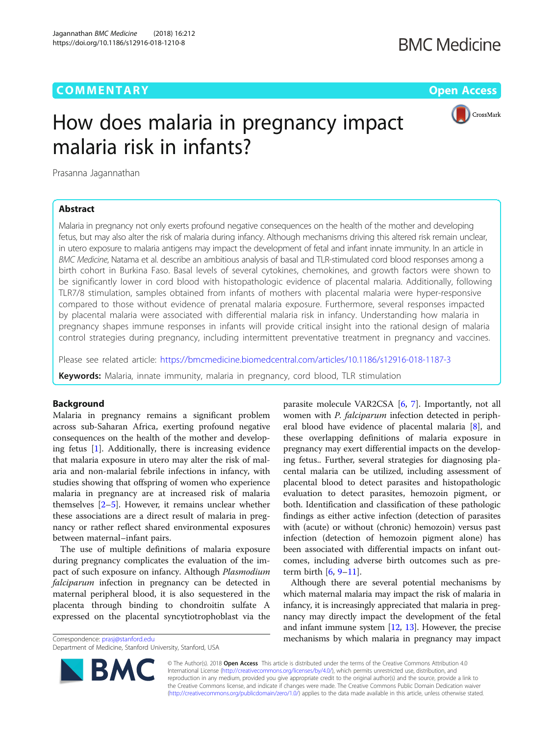COMMENTARY

Open Access

# How does malaria in pregnancy impact malaria risk in infants?

Prasanna Jagannathan

## Abstract

Malaria in pregnancy not only exerts profound negative consequences on the health of the mother and developing fetus, but may also alter the risk of malaria during infancy. Although mechanisms driving this altered risk remain unclear, in utero exposure to malaria antigens may impact the development of fetal and infant innate immunity. In an article in *BMC Medicine*, Natama et al. describe an ambitious analysis of basal and TLR-stimulated cord blood responses among a birth cohort in Burkina Faso. Basal levels of several cytokines, chemokines, and growth factors were shown to be significantly lower in cord blood with histopathologic evidence of placental malaria. Additionally, following TLR7/8 stimulation, samples obtained from infants of mothers with placental malaria were hyper-responsive compared to those without evidence of prenatal malaria exposure. Furthermore, several responses impacted by placental malaria were associated with differential malaria risk in infancy. Understanding how malaria in pregnancy shapes immune responses in infants will provide critical insight into the rational design of malaria control strategies during pregnancy, including intermittent preventative treatment in pregnancy and vaccines.

Please see related article: https://bmcmedicine.biomedcentral.com/articles/10.1186/s12916-018-1187-3

**Keywords:** Malaria, innate immunity, malaria in pregnancy, cord blood, TLR stimulation

## Background

Malaria in pregnancy remains a significant problem across sub-Saharan Africa, exerting profound negative consequences on the health of the mother and developing fetus [1]. Additionally, there is increasing evidence that malaria exposure in utero may alter the risk of malaria and non-malarial febrile infections in infancy, with studies showing that offspring of women who experience malaria in pregnancy are at increased risk of malaria themselves [2–5]. However, it remains unclear whether these associations are a direct result of malaria in pregnancy or rather reflect shared environmental exposures between maternal–infant pairs.

The use of multiple definitions of malaria exposure during pregnancy complicates the evaluation of the impact of such exposure on infancy. Although *Plasmodium falciparum* infection in pregnancy can be detected in maternal peripheral blood, it is also sequestered in the placenta through binding to chondroitin sulfate A expressed on the placental syncytiotrophoblast via the parasite molecule VAR2CSA [6, 7]. Importantly, not all women with *P. falciparum* infection detected in peripheral blood have evidence of placental malaria [8], and these overlapping definitions of malaria exposure in pregnancy may exert differential impacts on the developing fetus.. Further, several strategies for diagnosing placental malaria can be utilized, including assessment of placental blood to detect parasites and histopathologic evaluation to detect parasites, hemozoin pigment, or both. Identification and classification of these pathologic findings as either active infection (detection of parasites with (acute) or without (chronic) hemozoin) versus past infection (detection of hemozoin pigment alone) has been associated with differential impacts on infant outcomes, including adverse birth outcomes such as preterm birth [6, 9–11].

Although there are several potential mechanisms by which maternal malaria may impact the risk of malaria in infancy, it is increasingly appreciated that malaria in pregnancy may directly impact the development of the fetal and infant immune system [12, 13]. However, the precise mechanisms by which malaria in pregnancy may impact

Correspondence: prasj@stanford.edu
Department of Medicine, Stanford University, Stanford, USA

© The Author(s). 2018 **Open Access** This article is distributed under the terms of the Creative Commons Attribution 4.0 International License (http://creativecommons.org/licenses/by/4.0/), which permits unrestricted use, distribution, and reproduction in any medium, provided you give appropriate credit to the original author(s) and the source, provide a link to the Creative Commons license, and indicate if changes were made. The Creative Commons Public Domain Dedication waiver (http://creativecommons.org/publicdomain/zero/1.0/) applies to the data made available in this article, unless otherwise stated.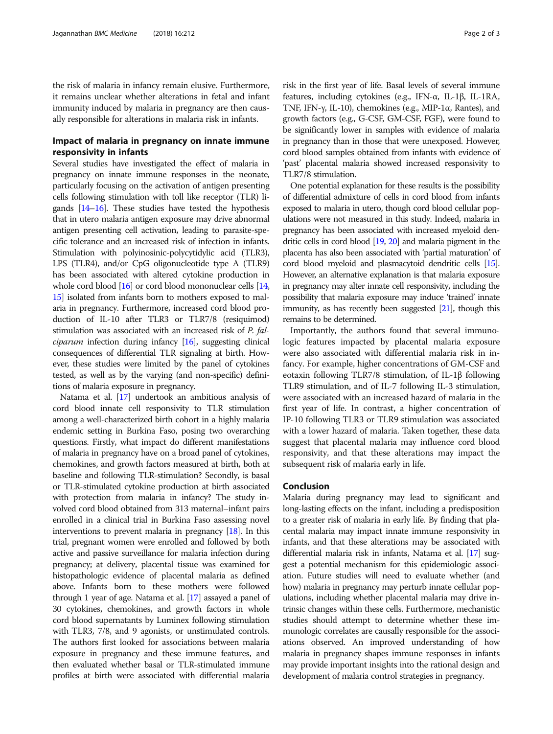the risk of malaria in infancy remain elusive. Furthermore, it remains unclear whether alterations in fetal and infant immunity induced by malaria in pregnancy are then causally responsible for alterations in malaria risk in infants.

## Impact of malaria in pregnancy on innate immune responsivity in infants

Several studies have investigated the effect of malaria in pregnancy on innate immune responses in the neonate, particularly focusing on the activation of antigen presenting cells following stimulation with toll like receptor (TLR) ligands [14–16]. These studies have tested the hypothesis that in utero malaria antigen exposure may drive abnormal antigen presenting cell activation, leading to parasite-specific tolerance and an increased risk of infection in infants. Stimulation with polyinosinic-polycytidylic acid (TLR3), LPS (TLR4), and/or CpG oligonucleotide type A (TLR9) has been associated with altered cytokine production in whole cord blood [16] or cord blood mononuclear cells [14, 15] isolated from infants born to mothers exposed to malaria in pregnancy. Furthermore, increased cord blood production of IL-10 after TLR3 or TLR7/8 (resiquimod) stimulation was associated with an increased risk of *P. falciparum* infection during infancy [16], suggesting clinical consequences of differential TLR signaling at birth. However, these studies were limited by the panel of cytokines tested, as well as by the varying (and non-specific) definitions of malaria exposure in pregnancy.

Natama et al. [17] undertook an ambitious analysis of cord blood innate cell responsivity to TLR stimulation among a well-characterized birth cohort in a highly malaria endemic setting in Burkina Faso, posing two overarching questions. Firstly, what impact do different manifestations of malaria in pregnancy have on a broad panel of cytokines, chemokines, and growth factors measured at birth, both at baseline and following TLR-stimulation? Secondly, is basal or TLR-stimulated cytokine production at birth associated with protection from malaria in infancy? The study involved cord blood obtained from 313 maternal–infant pairs enrolled in a clinical trial in Burkina Faso assessing novel interventions to prevent malaria in pregnancy [18]. In this trial, pregnant women were enrolled and followed by both active and passive surveillance for malaria infection during pregnancy; at delivery, placental tissue was examined for histopathologic evidence of placental malaria as defined above. Infants born to these mothers were followed through 1 year of age. Natama et al. [17] assayed a panel of 30 cytokines, chemokines, and growth factors in whole cord blood supernatants by Luminex following stimulation with TLR3, 7/8, and 9 agonists, or unstimulated controls. The authors first looked for associations between malaria exposure in pregnancy and these immune features, and then evaluated whether basal or TLR-stimulated immune profiles at birth were associated with differential malaria risk in the first year of life. Basal levels of several immune features, including cytokines (e.g., IFN-α, IL-1β, IL-1RA, TNF, IFN-γ, IL-10), chemokines (e.g., MIP-1α, Rantes), and growth factors (e.g., G-CSF, GM-CSF, FGF), were found to be significantly lower in samples with evidence of malaria in pregnancy than in those that were unexposed. However, cord blood samples obtained from infants with evidence of 'past' placental malaria showed increased responsivity to TLR7/8 stimulation.

One potential explanation for these results is the possibility of differential admixture of cells in cord blood from infants exposed to malaria in utero, though cord blood cellular populations were not measured in this study. Indeed, malaria in pregnancy has been associated with increased myeloid dendritic cells in cord blood [19, 20] and malaria pigment in the placenta has also been associated with 'partial maturation' of cord blood myeloid and plasmacytoid dendritic cells [15]. However, an alternative explanation is that malaria exposure in pregnancy may alter innate cell responsivity, including the possibility that malaria exposure may induce 'trained' innate immunity, as has recently been suggested [21], though this remains to be determined.

Importantly, the authors found that several immunologic features impacted by placental malaria exposure were also associated with differential malaria risk in infancy. For example, higher concentrations of GM-CSF and eotaxin following TLR7/8 stimulation, of IL-1β following TLR9 stimulation, and of IL-7 following IL-3 stimulation, were associated with an increased hazard of malaria in the first year of life. In contrast, a higher concentration of IP-10 following TLR3 or TLR9 stimulation was associated with a lower hazard of malaria. Taken together, these data suggest that placental malaria may influence cord blood responsivity, and that these alterations may impact the subsequent risk of malaria early in life.

## Conclusion

Malaria during pregnancy may lead to significant and long-lasting effects on the infant, including a predisposition to a greater risk of malaria in early life. By finding that placental malaria may impact innate immune responsivity in infants, and that these alterations may be associated with differential malaria risk in infants, Natama et al. [17] suggest a potential mechanism for this epidemiologic association. Future studies will need to evaluate whether (and how) malaria in pregnancy may perturb innate cellular populations, including whether placental malaria may drive intrinsic changes within these cells. Furthermore, mechanistic studies should attempt to determine whether these immunologic correlates are causally responsible for the associations observed. An improved understanding of how malaria in pregnancy shapes immune responses in infants may provide important insights into the rational design and development of malaria control strategies in pregnancy.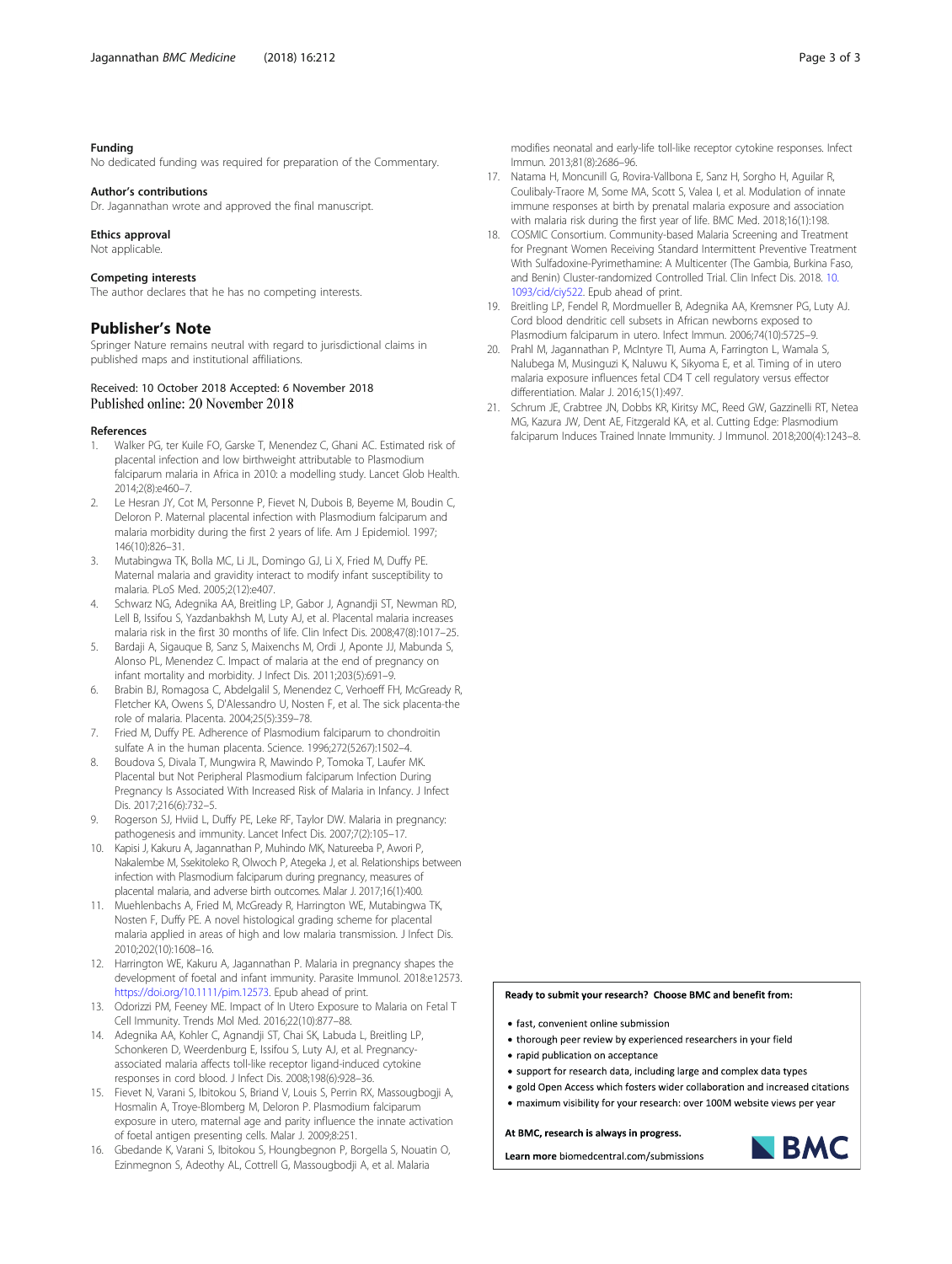### Funding

No dedicated funding was required for preparation of the Commentary.

### Author's contributions

Dr. Jagannathan wrote and approved the final manuscript.

### Ethics approval

Not applicable.

### Competing interests

The author declares that he has no competing interests.

## Publisher's Note

Springer Nature remains neutral with regard to jurisdictional claims in published maps and institutional affiliations.

Received: 10 October 2018 Accepted: 6 November 2018
Published online: 20 November 2018

### References

1. Walker PG, ter Kuile FO, Garske T, Menendez C, Ghani AC. Estimated risk of placental infection and low birthweight attributable to Plasmodium falciparum malaria in Africa in 2010: a modelling study. Lancet Glob Health. 2014;2(8):e460–7.
2. Le Hesran JY, Cot M, Personne P, Fievet N, Dubois B, Beyeme M, Boudin C, Deloron P. Maternal placental infection with Plasmodium falciparum and malaria morbidity during the first 2 years of life. Am J Epidemiol. 1997; 146(10):826–31.
3. Mutabingwa TK, Bolla MC, Li JL, Domingo GJ, Li X, Fried M, Duffy PE. Maternal malaria and gravidity interact to modify infant susceptibility to malaria. PLoS Med. 2005;2(12):e407.
4. Schwarz NG, Adegnika AA, Breitling LP, Gabor J, Agnandji ST, Newman RD, Lell B, Issifou S, Yazdanbakhsh M, Luty AJ, et al. Placental malaria increases malaria risk in the first 30 months of life. Clin Infect Dis. 2008;47(8):1017–25.
5. Bardaji A, Sigauque B, Sanz S, Maixenchs M, Ordi J, Aponte JJ, Mabunda S, Alonso PL, Menendez C. Impact of malaria at the end of pregnancy on infant mortality and morbidity. J Infect Dis. 2011;203(5):691–9.
6. Brabin BJ, Romagosa C, Abdelgalil S, Menendez C, Verhoeff FH, McGready R, Fletcher KA, Owens S, D'Alessandro U, Nosten F, et al. The sick placenta-the role of malaria. Placenta. 2004;25(5):359–78.
7. Fried M, Duffy PE. Adherence of Plasmodium falciparum to chondroitin sulfate A in the human placenta. Science. 1996;272(5267):1502–4.
8. Boudova S, Divala T, Mungwira R, Mawindo P, Tomoka T, Laufer MK. Placental but Not Peripheral Plasmodium falciparum Infection During Pregnancy Is Associated With Increased Risk of Malaria in Infancy. J Infect Dis. 2017;216(6):732–5.
9. Rogerson SJ, Hviid L, Duffy PE, Leke RF, Taylor DW. Malaria in pregnancy: pathogenesis and immunity. Lancet Infect Dis. 2007;7(2):105–17.
10. Kapisi J, Kakuru A, Jagannathan P, Muhindo MK, Natureeba P, Awori P, Nakalembe M, Ssekitoleko R, Olwoch P, Ategeka J, et al. Relationships between infection with Plasmodium falciparum during pregnancy, measures of placental malaria, and adverse birth outcomes. Malar J. 2017;16(1):400.
11. Muehlenbachs A, Fried M, McGready R, Harrington WE, Mutabingwa TK, Nosten F, Duffy PE. A novel histological grading scheme for placental malaria applied in areas of high and low malaria transmission. J Infect Dis. 2010;202(10):1608–16.
12. Harrington WE, Kakuru A, Jagannathan P. Malaria in pregnancy shapes the development of foetal and infant immunity. Parasite Immunol. 2018:e12573. https://doi.org/10.1111/pim.12573. Epub ahead of print.
13. Odorizzi PM, Feeney ME. Impact of In Utero Exposure to Malaria on Fetal T Cell Immunity. Trends Mol Med. 2016;22(10):877–88.
14. Adegnika AA, Kohler C, Agnandji ST, Chai SK, Labuda L, Breitling LP, Schonkeren D, Weerdenburg E, Issifou S, Luty AJ, et al. Pregnancy-associated malaria affects toll-like receptor ligand-induced cytokine responses in cord blood. J Infect Dis. 2008;198(6):928–36.
15. Fievet N, Varani S, Ibitokou S, Briand V, Louis S, Perrin RX, Massougbogji A, Hosmalin A, Troye-Blomberg M, Deloron P. Plasmodium falciparum exposure in utero, maternal age and parity influence the innate activation of foetal antigen presenting cells. Malar J. 2009;8:251.
16. Gbedande K, Varani S, Ibitokou S, Houngbegnon P, Borgella S, Nouatin O, Ezinmegnon S, Adeothy AL, Cottrell G, Massougbodji A, et al. Malaria modifies neonatal and early-life toll-like receptor cytokine responses. Infect Immun. 2013;81(8):2686–96.
17. Natama H, Moncunill G, Rovira-Vallbona E, Sanz H, Sorgho H, Aguilar R, Coulibaly-Traore M, Some MA, Scott S, Valea I, et al. Modulation of innate immune responses at birth by prenatal malaria exposure and association with malaria risk during the first year of life. BMC Med. 2018;16(1):198.
18. COSMIC Consortium. Community-based Malaria Screening and Treatment for Pregnant Women Receiving Standard Intermittent Preventive Treatment With Sulfadoxine-Pyrimethamine: A Multicenter (The Gambia, Burkina Faso, and Benin) Cluster-randomized Controlled Trial. Clin Infect Dis. 2018. 10.1093/cid/ciy522. Epub ahead of print.
19. Breitling LP, Fendel R, Mordmueller B, Adegnika AA, Kremsner PG, Luty AJ. Cord blood dendritic cell subsets in African newborns exposed to Plasmodium falciparum in utero. Infect Immun. 2006;74(10):5725–9.
20. Prahl M, Jagannathan P, McIntyre TI, Auma A, Farrington L, Wamala S, Nalubega M, Musinguzi K, Naluwu K, Sikyoma E, et al. Timing of in utero malaria exposure influences fetal CD4 T cell regulatory versus effector differentiation. Malar J. 2016;15(1):497.
21. Schrum JE, Crabtree JN, Dobbs KR, Kiritsy MC, Reed GW, Gazzinelli RT, Netea MG, Kazura JW, Dent AE, Fitzgerald KA, et al. Cutting Edge: Plasmodium falciparum Induces Trained Innate Immunity. J Immunol. 2018;200(4):1243–8.

**Ready to submit your research? Choose BMC and benefit from:**

- fast, convenient online submission
- thorough peer review by experienced researchers in your field
- rapid publication on acceptance
- support for research data, including large and complex data types
- gold Open Access which fosters wider collaboration and increased citations
- maximum visibility for your research: over 100M website views per year

**At BMC, research is always in progress.**

**Learn more** biomedcentral.com/submissions

BMC